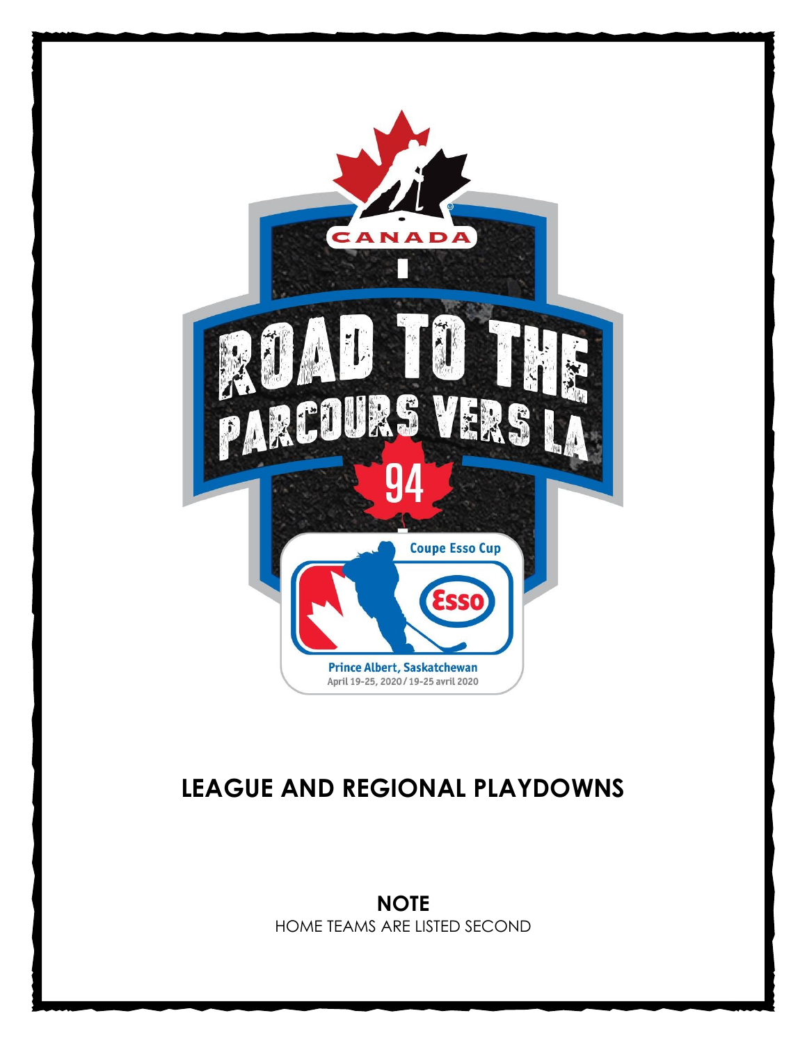CANADA

ROAD TO THE
PARCOURS VERS LA

94

Coupe Esso Cup

Prince Albert, Saskatchewan
April 19-25, 2020 / 19-25 avril 2020

# LEAGUE AND REGIONAL PLAYDOWNS

**NOTE**
HOME TEAMS ARE LISTED SECOND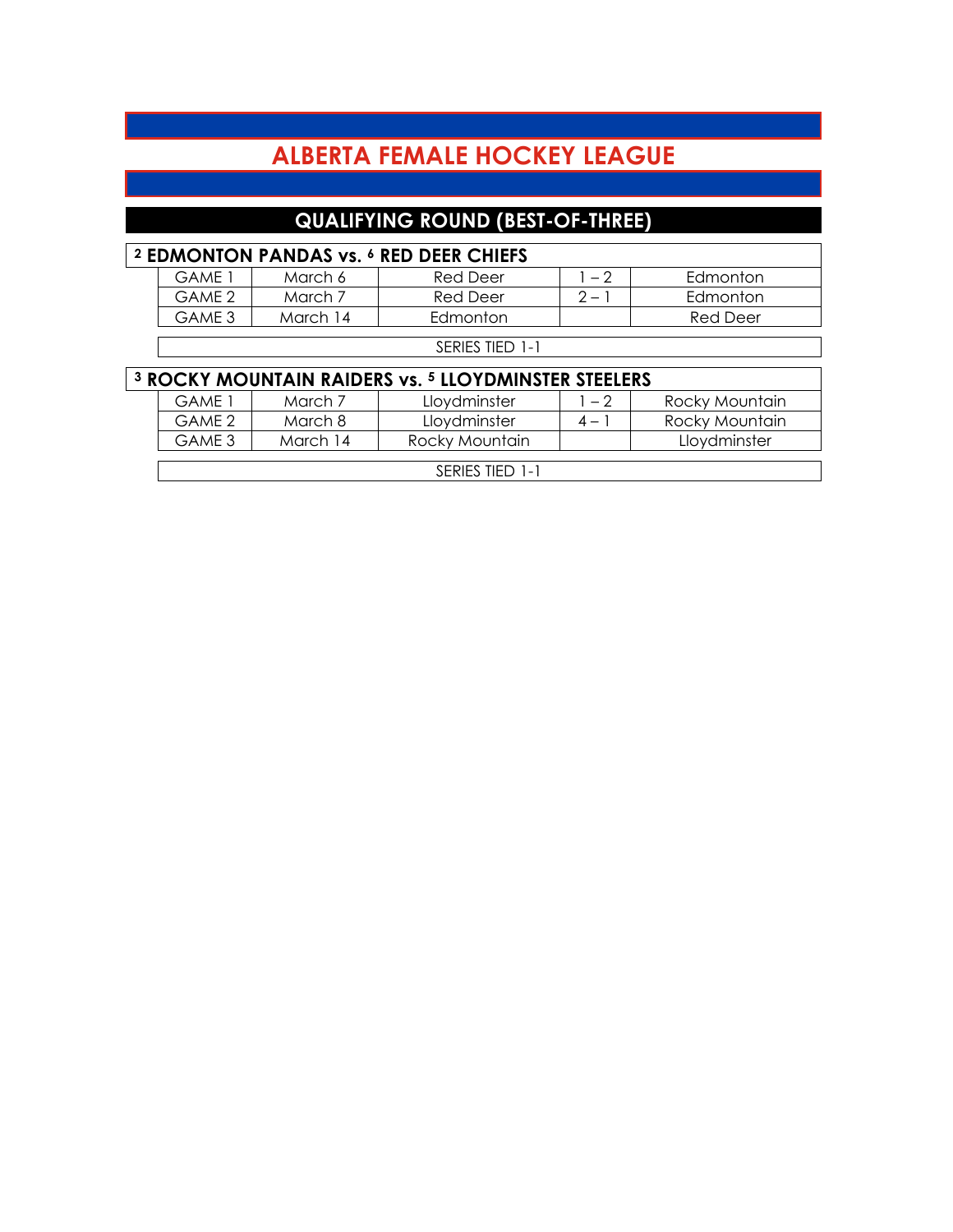# ALBERTA FEMALE HOCKEY LEAGUE

## QUALIFYING ROUND (BEST-OF-THREE)

### [2] EDMONTON PANDAS vs. [6] RED DEER CHIEFS

| | | | | |
|---|---|---|---|---|
| GAME 1 | March 6 | Red Deer | 1 – 2 | Edmonton |
| GAME 2 | March 7 | Red Deer | 2 – 1 | Edmonton |
| GAME 3 | March 14 | Edmonton | | Red Deer |

SERIES TIED 1-1

### [3] ROCKY MOUNTAIN RAIDERS vs. [5] LLOYDMINSTER STEELERS

| | | | | |
|---|---|---|---|---|
| GAME 1 | March 7 | Lloydminster | 1 – 2 | Rocky Mountain |
| GAME 2 | March 8 | Lloydminster | 4 – 1 | Rocky Mountain |
| GAME 3 | March 14 | Rocky Mountain | | Lloydminster |

SERIES TIED 1-1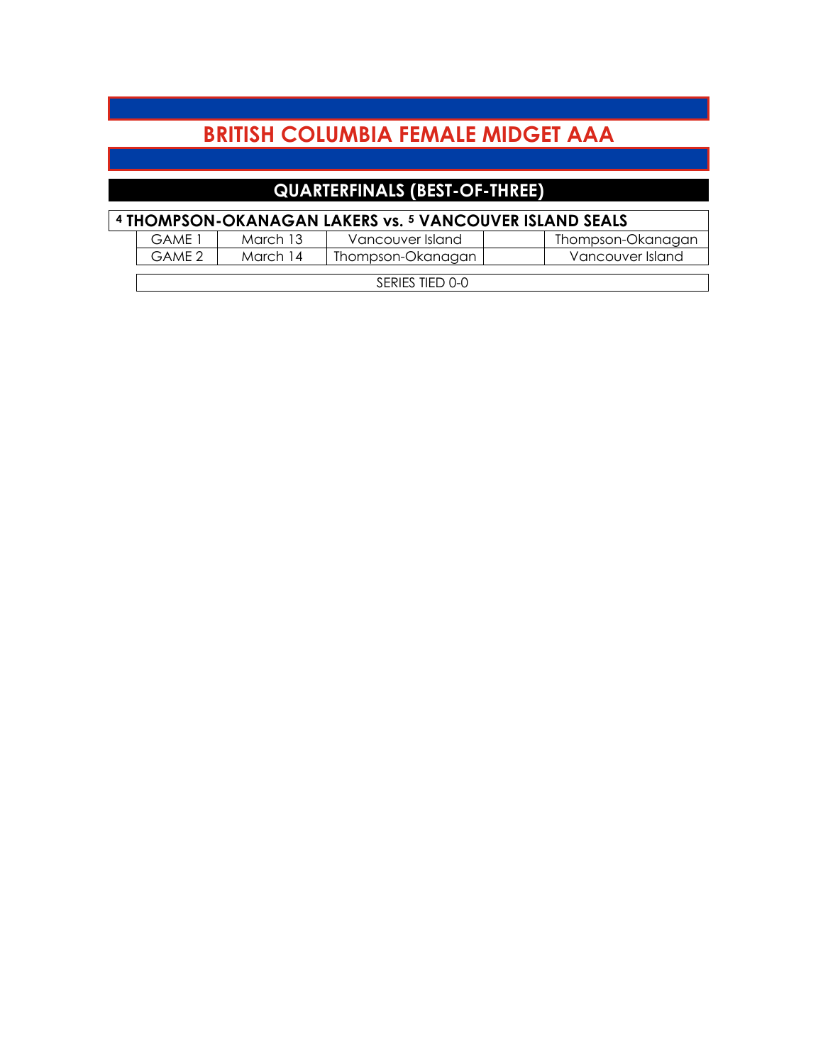# BRITISH COLUMBIA FEMALE MIDGET AAA

## QUARTERFINALS (BEST-OF-THREE)

**[4] THOMPSON-OKANAGAN LAKERS vs. [5] VANCOUVER ISLAND SEALS**

| | | | | |
|---|---|---|---|---|
| GAME 1 | March 13 | Vancouver Island | | Thompson-Okanagan |
| GAME 2 | March 14 | Thompson-Okanagan | | Vancouver Island |

SERIES TIED 0-0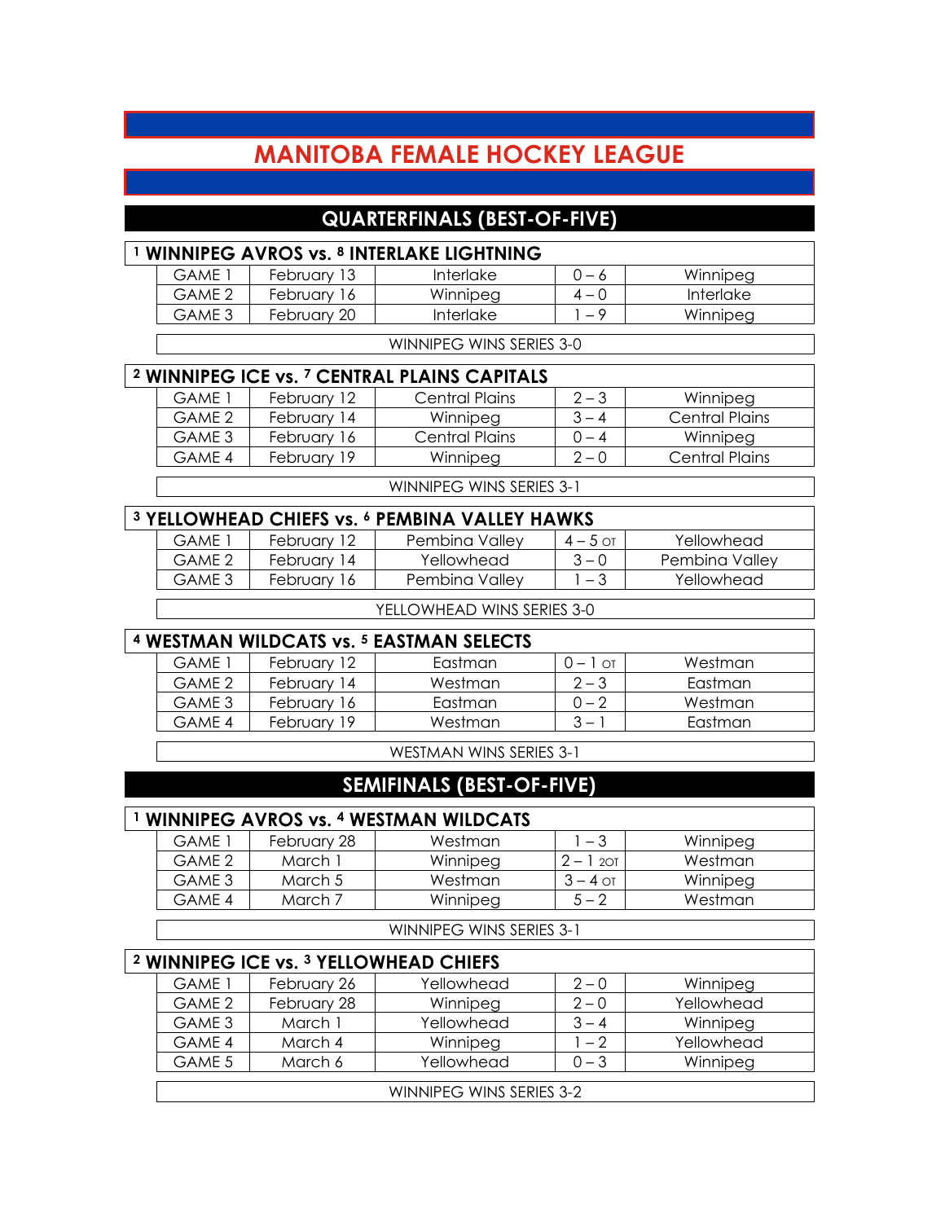# MANITOBA FEMALE HOCKEY LEAGUE

## QUARTERFINALS (BEST-OF-FIVE)

### 1 WINNIPEG AVROS vs. 8 INTERLAKE LIGHTNING

| | | | | |
|---|---|---|---|---|
| GAME 1 | February 13 | Interlake | 0 – 6 | Winnipeg |
| GAME 2 | February 16 | Winnipeg | 4 – 0 | Interlake |
| GAME 3 | February 20 | Interlake | 1 – 9 | Winnipeg |

WINNIPEG WINS SERIES 3-0

### 2 WINNIPEG ICE vs. 7 CENTRAL PLAINS CAPITALS

| | | | | |
|---|---|---|---|---|
| GAME 1 | February 12 | Central Plains | 2 – 3 | Winnipeg |
| GAME 2 | February 14 | Winnipeg | 3 – 4 | Central Plains |
| GAME 3 | February 16 | Central Plains | 0 – 4 | Winnipeg |
| GAME 4 | February 19 | Winnipeg | 2 – 0 | Central Plains |

WINNIPEG WINS SERIES 3-1

### 3 YELLOWHEAD CHIEFS vs. 6 PEMBINA VALLEY HAWKS

| | | | | |
|---|---|---|---|---|
| GAME 1 | February 12 | Pembina Valley | 4 – 5 OT | Yellowhead |
| GAME 2 | February 14 | Yellowhead | 3 – 0 | Pembina Valley |
| GAME 3 | February 16 | Pembina Valley | 1 – 3 | Yellowhead |

YELLOWHEAD WINS SERIES 3-0

### 4 WESTMAN WILDCATS vs. 5 EASTMAN SELECTS

| | | | | |
|---|---|---|---|---|
| GAME 1 | February 12 | Eastman | 0 – 1 OT | Westman |
| GAME 2 | February 14 | Westman | 2 – 3 | Eastman |
| GAME 3 | February 16 | Eastman | 0 – 2 | Westman |
| GAME 4 | February 19 | Westman | 3 – 1 | Eastman |

WESTMAN WINS SERIES 3-1

## SEMIFINALS (BEST-OF-FIVE)

### 1 WINNIPEG AVROS vs. 4 WESTMAN WILDCATS

| | | | | |
|---|---|---|---|---|
| GAME 1 | February 28 | Westman | 1 – 3 | Winnipeg |
| GAME 2 | March 1 | Winnipeg | 2 – 1 2OT | Westman |
| GAME 3 | March 5 | Westman | 3 – 4 OT | Winnipeg |
| GAME 4 | March 7 | Winnipeg | 5 – 2 | Westman |

WINNIPEG WINS SERIES 3-1

### 2 WINNIPEG ICE vs. 3 YELLOWHEAD CHIEFS

| | | | | |
|---|---|---|---|---|
| GAME 1 | February 26 | Yellowhead | 2 – 0 | Winnipeg |
| GAME 2 | February 28 | Winnipeg | 2 – 0 | Yellowhead |
| GAME 3 | March 1 | Yellowhead | 3 – 4 | Winnipeg |
| GAME 4 | March 4 | Winnipeg | 1 – 2 | Yellowhead |
| GAME 5 | March 6 | Yellowhead | 0 – 3 | Winnipeg |

WINNIPEG WINS SERIES 3-2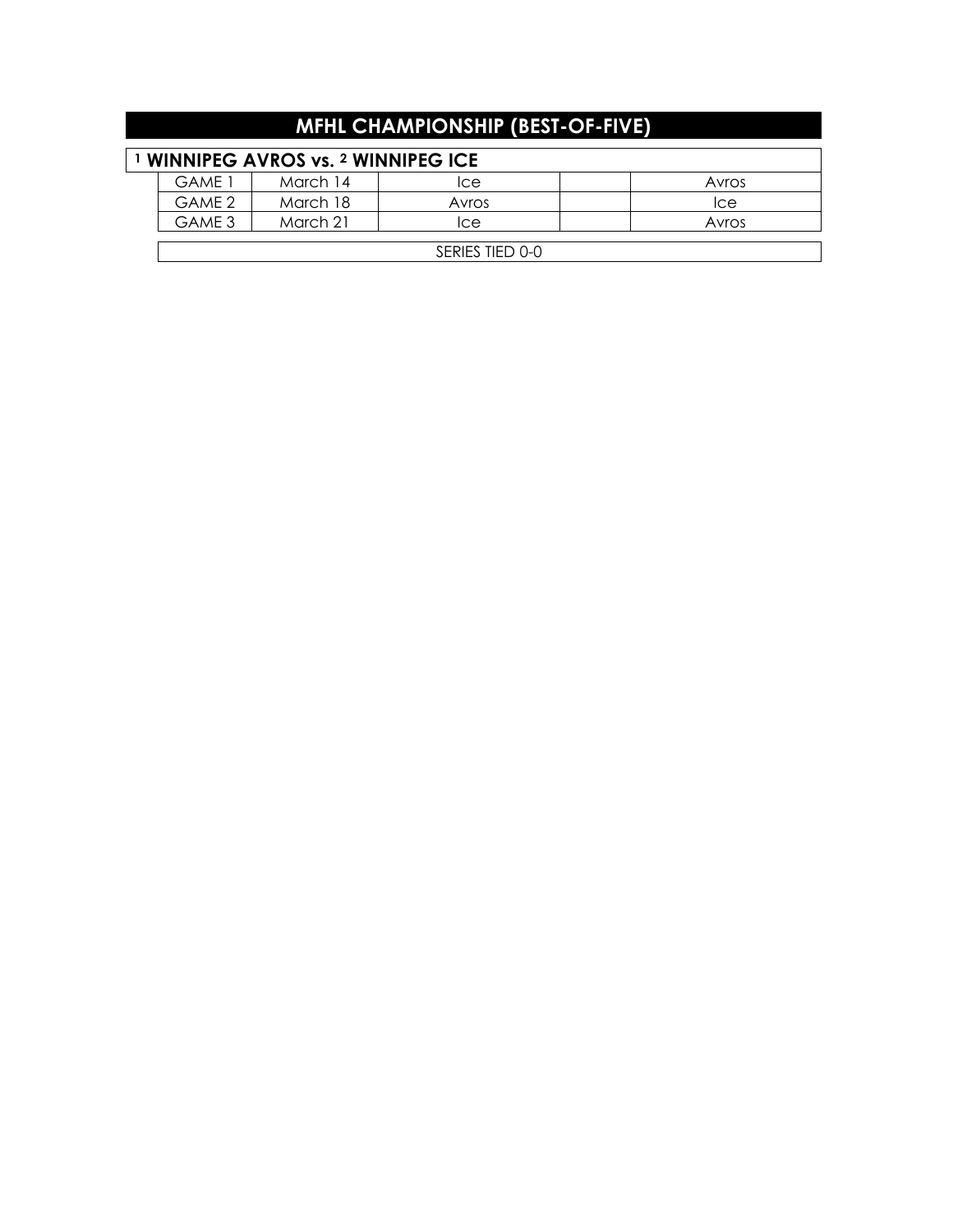# MFHL CHAMPIONSHIP (BEST-OF-FIVE)

## [1] WINNIPEG AVROS vs. [2] WINNIPEG ICE

| | | | | |
|---|---|---|---|---|
| GAME 1 | March 14 | Ice | | Avros |
| GAME 2 | March 18 | Avros | | Ice |
| GAME 3 | March 21 | Ice | | Avros |

SERIES TIED 0-0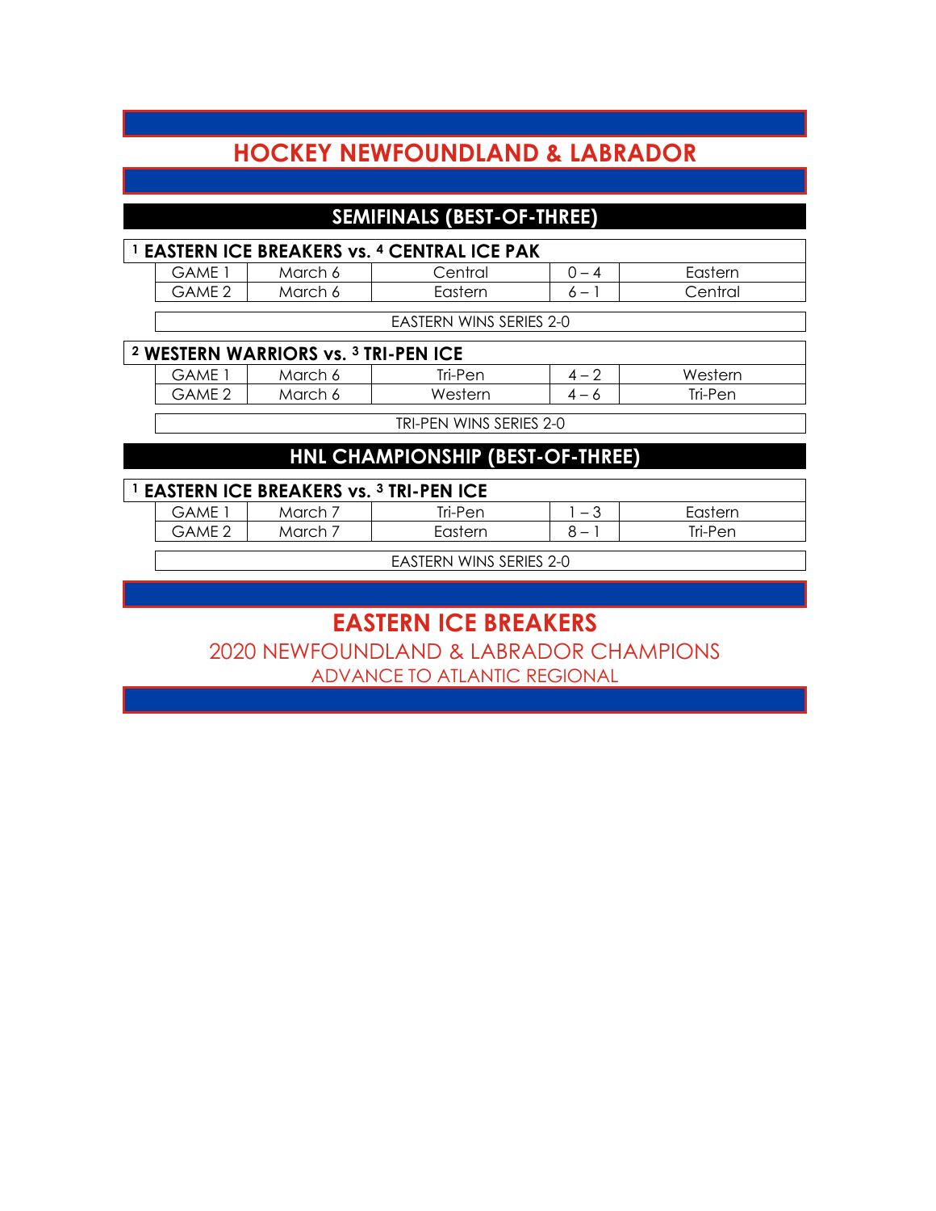# HOCKEY NEWFOUNDLAND & LABRADOR

## SEMIFINALS (BEST-OF-THREE)

### [1] EASTERN ICE BREAKERS vs. [4] CENTRAL ICE PAK

| | | | | |
|---|---|---|---|---|
| GAME 1 | March 6 | Central | 0 – 4 | Eastern |
| GAME 2 | March 6 | Eastern | 6 – 1 | Central |

EASTERN WINS SERIES 2-0

### [2] WESTERN WARRIORS vs. [3] TRI-PEN ICE

| | | | | |
|---|---|---|---|---|
| GAME 1 | March 6 | Tri-Pen | 4 – 2 | Western |
| GAME 2 | March 6 | Western | 4 – 6 | Tri-Pen |

TRI-PEN WINS SERIES 2-0

## HNL CHAMPIONSHIP (BEST-OF-THREE)

### [1] EASTERN ICE BREAKERS vs. [3] TRI-PEN ICE

| | | | | |
|---|---|---|---|---|
| GAME 1 | March 7 | Tri-Pen | 1 – 3 | Eastern |
| GAME 2 | March 7 | Eastern | 8 – 1 | Tri-Pen |

EASTERN WINS SERIES 2-0

## EASTERN ICE BREAKERS

2020 NEWFOUNDLAND & LABRADOR CHAMPIONS

ADVANCE TO ATLANTIC REGIONAL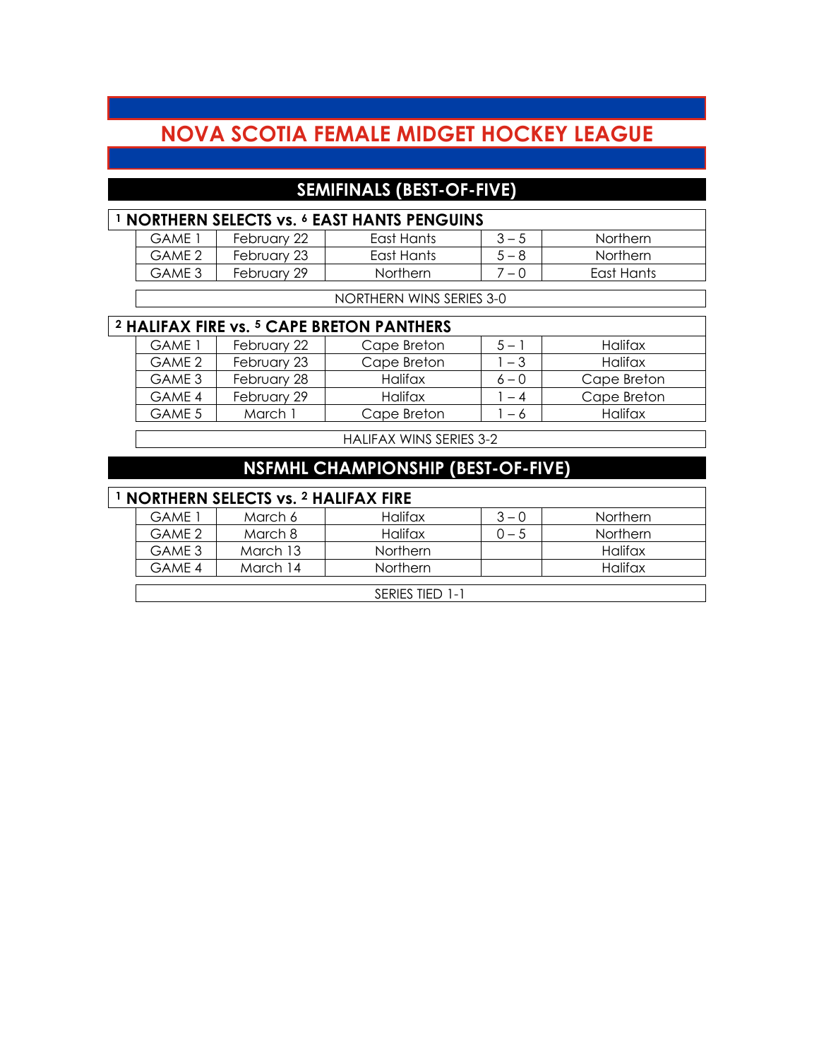# NOVA SCOTIA FEMALE MIDGET HOCKEY LEAGUE

## SEMIFINALS (BEST-OF-FIVE)

### [1] NORTHERN SELECTS vs. [6] EAST HANTS PENGUINS

| Game | Date | Home | Score | Away |
|---|---|---|---|---|
| GAME 1 | February 22 | East Hants | 3 – 5 | Northern |
| GAME 2 | February 23 | East Hants | 5 – 8 | Northern |
| GAME 3 | February 29 | Northern | 7 – 0 | East Hants |

NORTHERN WINS SERIES 3-0

### [2] HALIFAX FIRE vs. [5] CAPE BRETON PANTHERS

| Game | Date | Home | Score | Away |
|---|---|---|---|---|
| GAME 1 | February 22 | Cape Breton | 5 – 1 | Halifax |
| GAME 2 | February 23 | Cape Breton | 1 – 3 | Halifax |
| GAME 3 | February 28 | Halifax | 6 – 0 | Cape Breton |
| GAME 4 | February 29 | Halifax | 1 – 4 | Cape Breton |
| GAME 5 | March 1 | Cape Breton | 1 – 6 | Halifax |

HALIFAX WINS SERIES 3-2

## NSFMHL CHAMPIONSHIP (BEST-OF-FIVE)

### [1] NORTHERN SELECTS vs. [2] HALIFAX FIRE

| Game | Date | Home | Score | Away |
|---|---|---|---|---|
| GAME 1 | March 6 | Halifax | 3 – 0 | Northern |
| GAME 2 | March 8 | Halifax | 0 – 5 | Northern |
| GAME 3 | March 13 | Northern | | Halifax |
| GAME 4 | March 14 | Northern | | Halifax |

SERIES TIED 1-1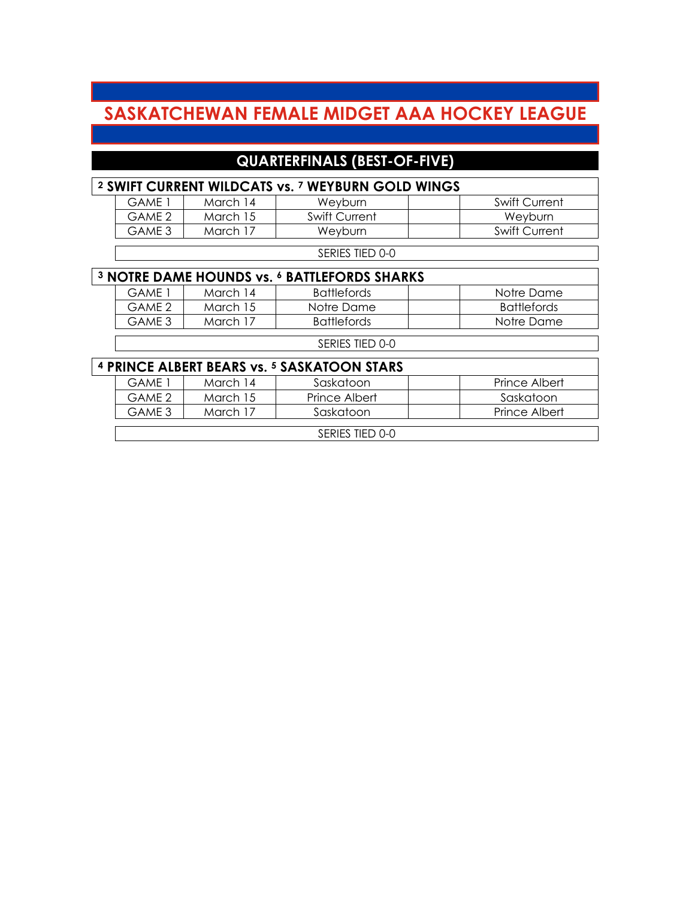# SASKATCHEWAN FEMALE MIDGET AAA HOCKEY LEAGUE

## QUARTERFINALS (BEST-OF-FIVE)

### 2 SWIFT CURRENT WILDCATS vs. 7 WEYBURN GOLD WINGS

| | | | | |
|---|---|---|---|---|
| GAME 1 | March 14 | Weyburn | | Swift Current |
| GAME 2 | March 15 | Swift Current | | Weyburn |
| GAME 3 | March 17 | Weyburn | | Swift Current |

SERIES TIED 0-0

### 3 NOTRE DAME HOUNDS vs. 6 BATTLEFORDS SHARKS

| | | | | |
|---|---|---|---|---|
| GAME 1 | March 14 | Battlefords | | Notre Dame |
| GAME 2 | March 15 | Notre Dame | | Battlefords |
| GAME 3 | March 17 | Battlefords | | Notre Dame |

SERIES TIED 0-0

### 4 PRINCE ALBERT BEARS vs. 5 SASKATOON STARS

| | | | | |
|---|---|---|---|---|
| GAME 1 | March 14 | Saskatoon | | Prince Albert |
| GAME 2 | March 15 | Prince Albert | | Saskatoon |
| GAME 3 | March 17 | Saskatoon | | Prince Albert |

SERIES TIED 0-0